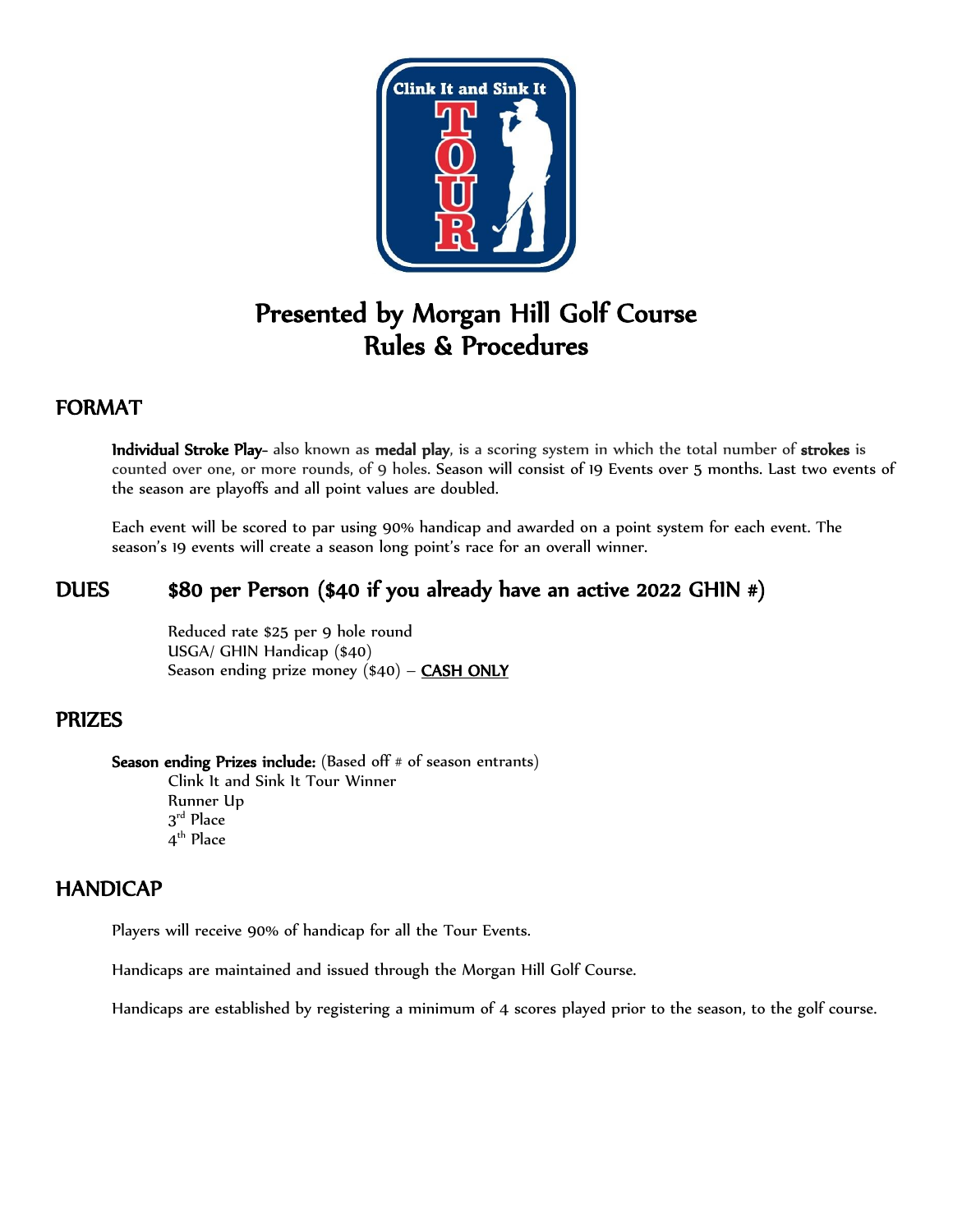# Presented by Morgan Hill Golf Course
# Rules & Procedures

## FORMAT

**Individual Stroke Play**- also known as **medal play**, is a scoring system in which the total number of **strokes** is counted over one, or more rounds, of 9 holes. Season will consist of 19 Events over 5 months. Last two events of the season are playoffs and all point values are doubled.

Each event will be scored to par using 90% handicap and awarded on a point system for each event. The season's 19 events will create a season long point's race for an overall winner.

## DUES    $80 per Person ($40 if you already have an active 2022 GHIN #)

Reduced rate $25 per 9 hole round
USGA/ GHIN Handicap ($40)
Season ending prize money ($40) – **CASH ONLY**

## PRIZES

**Season ending Prizes include:** (Based off # of season entrants)
- Clink It and Sink It Tour Winner
- Runner Up
- 3rd Place
- 4th Place

## HANDICAP

Players will receive 90% of handicap for all the Tour Events.

Handicaps are maintained and issued through the Morgan Hill Golf Course.

Handicaps are established by registering a minimum of 4 scores played prior to the season, to the golf course.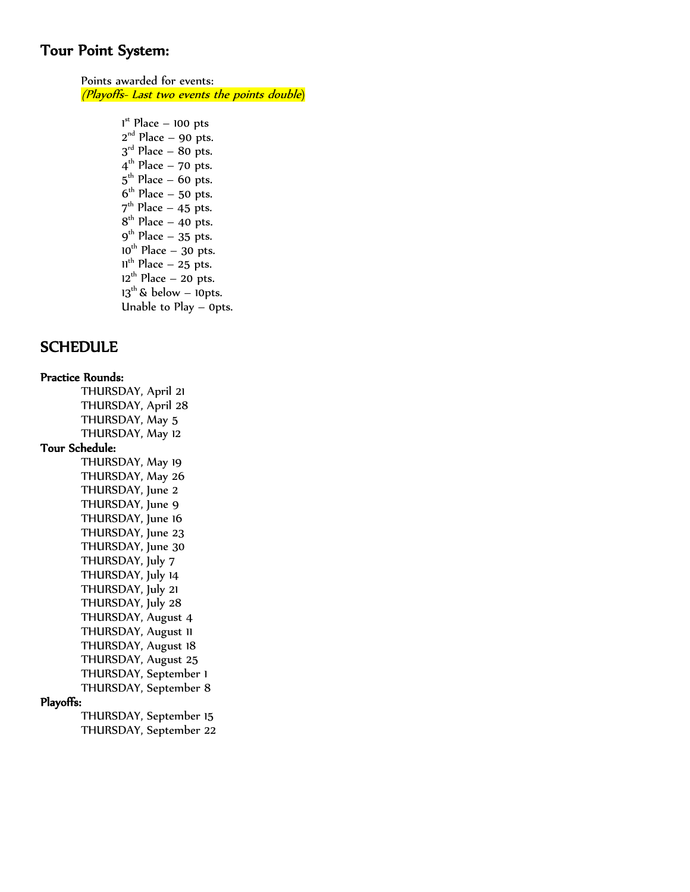## Tour Point System:

Points awarded for events:
*(Playoffs- Last two events the points double)*

1st Place – 100 pts
2nd Place – 90 pts.
3rd Place – 80 pts.
4th Place – 70 pts.
5th Place – 60 pts.
6th Place – 50 pts.
7th Place – 45 pts.
8th Place – 40 pts.
9th Place – 35 pts.
10th Place – 30 pts.
11th Place – 25 pts.
12th Place – 20 pts.
13th & below – 10pts.
Unable to Play – 0pts.

## SCHEDULE

**Practice Rounds:**

THURSDAY, April 21
THURSDAY, April 28
THURSDAY, May 5
THURSDAY, May 12

**Tour Schedule:**

THURSDAY, May 19
THURSDAY, May 26
THURSDAY, June 2
THURSDAY, June 9
THURSDAY, June 16
THURSDAY, June 23
THURSDAY, June 30
THURSDAY, July 7
THURSDAY, July 14
THURSDAY, July 21
THURSDAY, July 28
THURSDAY, August 4
THURSDAY, August 11
THURSDAY, August 18
THURSDAY, August 25
THURSDAY, September 1
THURSDAY, September 8

**Playoffs:**

THURSDAY, September 15
THURSDAY, September 22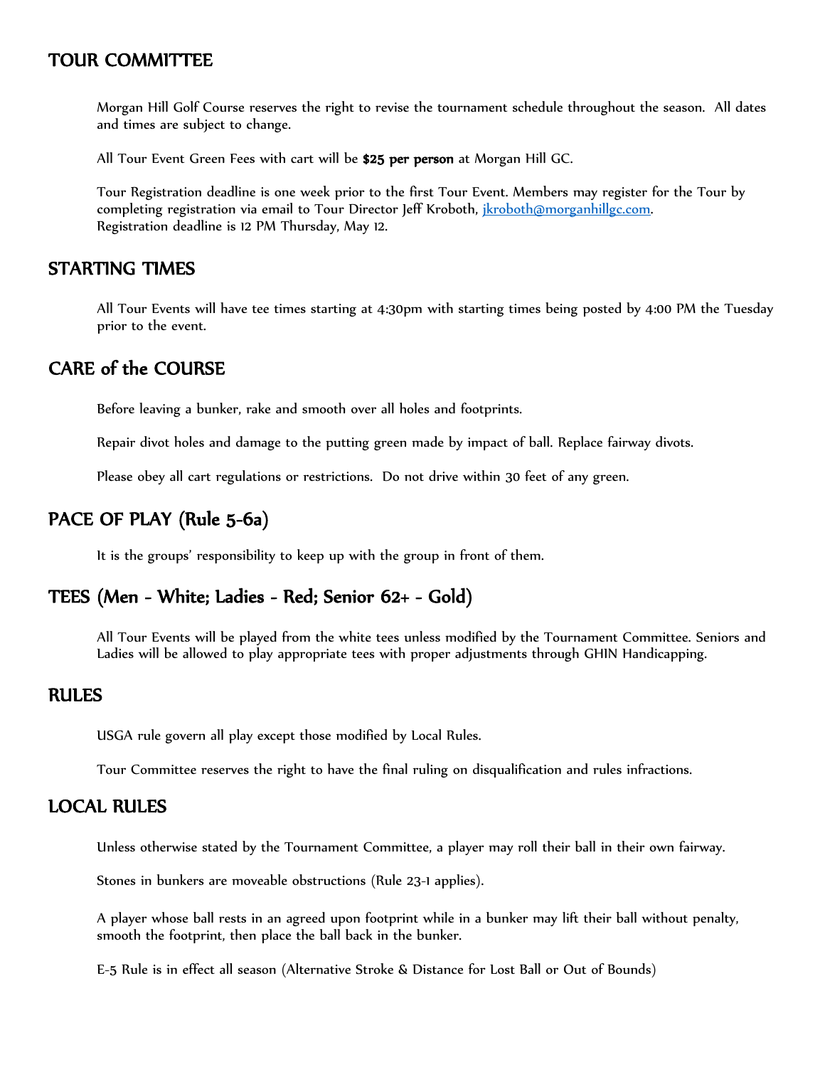## TOUR COMMITTEE

Morgan Hill Golf Course reserves the right to revise the tournament schedule throughout the season. All dates and times are subject to change.

All Tour Event Green Fees with cart will be **$25 per person** at Morgan Hill GC.

Tour Registration deadline is one week prior to the first Tour Event. Members may register for the Tour by completing registration via email to Tour Director Jeff Kroboth, [jkroboth@morganhillgc.com](mailto:jkroboth@morganhillgc.com).
Registration deadline is 12 PM Thursday, May 12.

## STARTING TIMES

All Tour Events will have tee times starting at 4:30pm with starting times being posted by 4:00 PM the Tuesday prior to the event.

## CARE of the COURSE

Before leaving a bunker, rake and smooth over all holes and footprints.

Repair divot holes and damage to the putting green made by impact of ball. Replace fairway divots.

Please obey all cart regulations or restrictions. Do not drive within 30 feet of any green.

## PACE OF PLAY (Rule 5-6a)

It is the groups' responsibility to keep up with the group in front of them.

## TEES (Men - White; Ladies - Red; Senior 62+ - Gold)

All Tour Events will be played from the white tees unless modified by the Tournament Committee. Seniors and Ladies will be allowed to play appropriate tees with proper adjustments through GHIN Handicapping.

## RULES

USGA rule govern all play except those modified by Local Rules.

Tour Committee reserves the right to have the final ruling on disqualification and rules infractions.

## LOCAL RULES

Unless otherwise stated by the Tournament Committee, a player may roll their ball in their own fairway.

Stones in bunkers are moveable obstructions (Rule 23-1 applies).

A player whose ball rests in an agreed upon footprint while in a bunker may lift their ball without penalty, smooth the footprint, then place the ball back in the bunker.

E-5 Rule is in effect all season (Alternative Stroke & Distance for Lost Ball or Out of Bounds)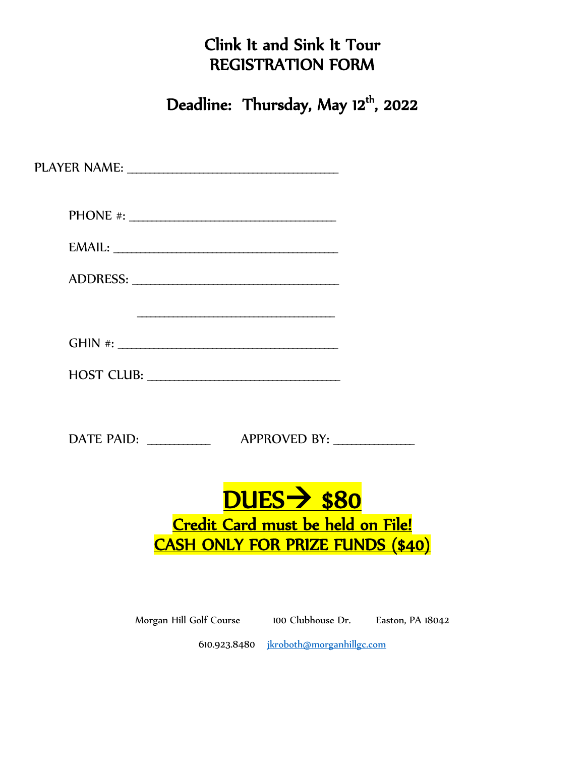# Clink It and Sink It Tour
# REGISTRATION FORM

## Deadline: Thursday, May 12th, 2022

PLAYER NAME: ___________________________________

PHONE #: ___________________________________

EMAIL: ___________________________________

ADDRESS: ___________________________________

___________________________________

GHIN #: ___________________________________

HOST CLUB: ___________________________________

DATE PAID: __________ APPROVED BY: _____________

# DUES→ $80

**Credit Card must be held on File!**

**CASH ONLY FOR PRIZE FUNDS ($40)**

Morgan Hill Golf Course 100 Clubhouse Dr. Easton, PA 18042

610.923.8480 jkroboth@morganhillgc.com